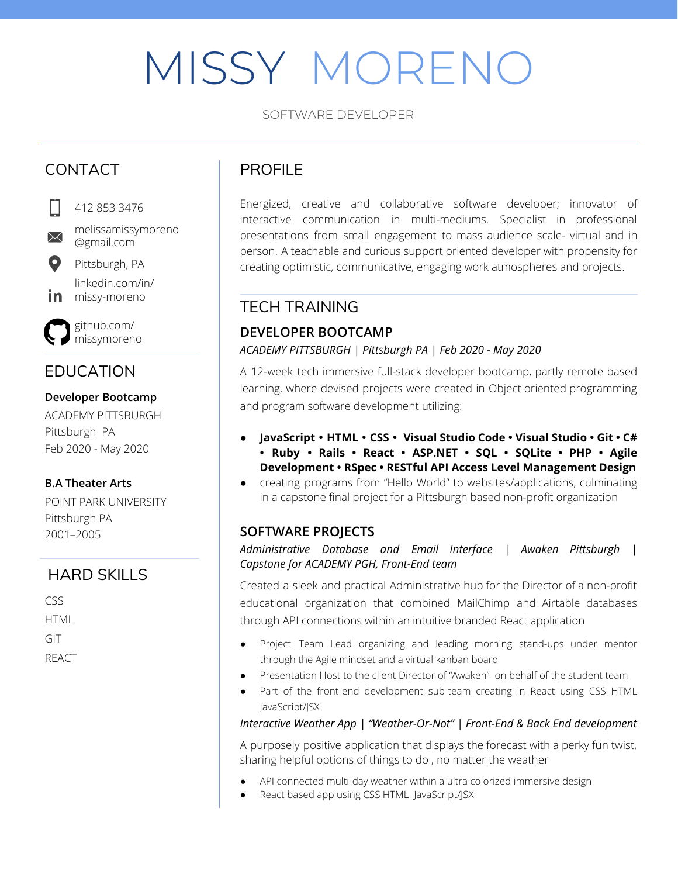# MISSY MORENO

SOFTWARE DEVELOPER

## CONTACT

412 853 3476

melissamissymoreno@gmail.com

Pittsburgh, PA

linkedin.com/in/missy-moreno

github.com/missymoreno

## EDUCATION

**Developer Bootcamp**
ACADEMY PITTSBURGH
Pittsburgh PA
Feb 2020 - May 2020

**B.A Theater Arts**
POINT PARK UNIVERSITY
Pittsburgh PA
2001–2005

## HARD SKILLS

CSS
HTML
GIT
REACT

## PROFILE

Energized, creative and collaborative software developer; innovator of interactive communication in multi-mediums. Specialist in professional presentations from small engagement to mass audience scale- virtual and in person. A teachable and curious support oriented developer with propensity for creating optimistic, communicative, engaging work atmospheres and projects.

## TECH TRAINING

### DEVELOPER BOOTCAMP

*ACADEMY PITTSBURGH | Pittsburgh PA | Feb 2020 - May 2020*

A 12-week tech immersive full-stack developer bootcamp, partly remote based learning, where devised projects were created in Object oriented programming and program software development utilizing:

- **JavaScript • HTML • CSS • Visual Studio Code • Visual Studio • Git • C# • Ruby • Rails • React • ASP.NET • SQL • SQLite • PHP • Agile Development • RSpec • RESTful API Access Level Management Design**
- creating programs from "Hello World" to websites/applications, culminating in a capstone final project for a Pittsburgh based non-profit organization

### SOFTWARE PROJECTS

*Administrative Database and Email Interface | Awaken Pittsburgh | Capstone for ACADEMY PGH, Front-End team*

Created a sleek and practical Administrative hub for the Director of a non-profit educational organization that combined MailChimp and Airtable databases through API connections within an intuitive branded React application

- Project Team Lead organizing and leading morning stand-ups under mentor through the Agile mindset and a virtual kanban board
- Presentation Host to the client Director of "Awaken" on behalf of the student team
- Part of the front-end development sub-team creating in React using CSS HTML JavaScript/JSX

*Interactive Weather App | "Weather-Or-Not" | Front-End & Back End development*

A purposely positive application that displays the forecast with a perky fun twist, sharing helpful options of things to do , no matter the weather

- API connected multi-day weather within a ultra colorized immersive design
- React based app using CSS HTML JavaScript/JSX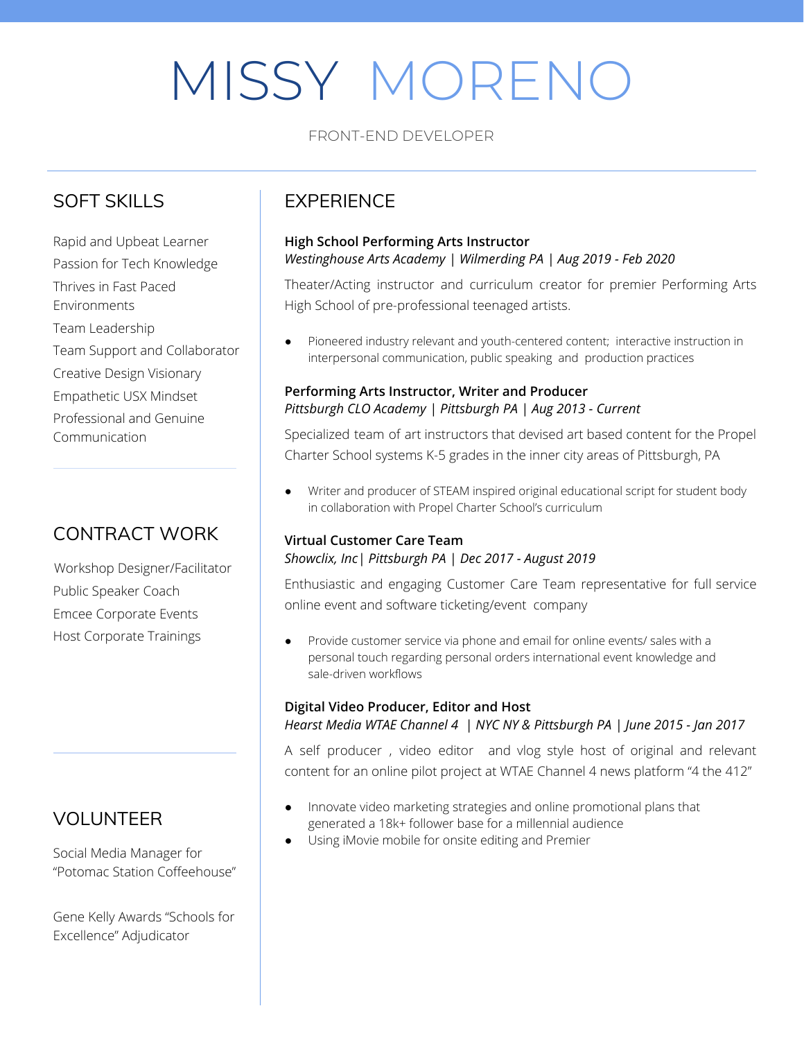# MISSY MORENO

FRONT-END DEVELOPER

## SOFT SKILLS

Rapid and Upbeat Learner
Passion for Tech Knowledge
Thrives in Fast Paced Environments
Team Leadership
Team Support and Collaborator
Creative Design Visionary
Empathetic USX Mindset
Professional and Genuine Communication

## CONTRACT WORK

Workshop Designer/Facilitator
Public Speaker Coach
Emcee Corporate Events
Host Corporate Trainings

## VOLUNTEER

Social Media Manager for "Potomac Station Coffeehouse"

Gene Kelly Awards "Schools for Excellence" Adjudicator

## EXPERIENCE

**High School Performing Arts Instructor**
*Westinghouse Arts Academy | Wilmerding PA | Aug 2019 - Feb 2020*

Theater/Acting instructor and curriculum creator for premier Performing Arts High School of pre-professional teenaged artists.

- Pioneered industry relevant and youth-centered content; interactive instruction in interpersonal communication, public speaking and production practices

**Performing Arts Instructor, Writer and Producer**
*Pittsburgh CLO Academy | Pittsburgh PA | Aug 2013 - Current*

Specialized team of art instructors that devised art based content for the Propel Charter School systems K-5 grades in the inner city areas of Pittsburgh, PA

- Writer and producer of STEAM inspired original educational script for student body in collaboration with Propel Charter School's curriculum

**Virtual Customer Care Team**
*Showclix, Inc| Pittsburgh PA | Dec 2017 - August 2019*

Enthusiastic and engaging Customer Care Team representative for full service online event and software ticketing/event company

- Provide customer service via phone and email for online events/ sales with a personal touch regarding personal orders international event knowledge and sale-driven workflows

**Digital Video Producer, Editor and Host**
*Hearst Media WTAE Channel 4 | NYC NY & Pittsburgh PA | June 2015 - Jan 2017*

A self producer , video editor and vlog style host of original and relevant content for an online pilot project at WTAE Channel 4 news platform "4 the 412"

- Innovate video marketing strategies and online promotional plans that generated a 18k+ follower base for a millennial audience
- Using iMovie mobile for onsite editing and Premier